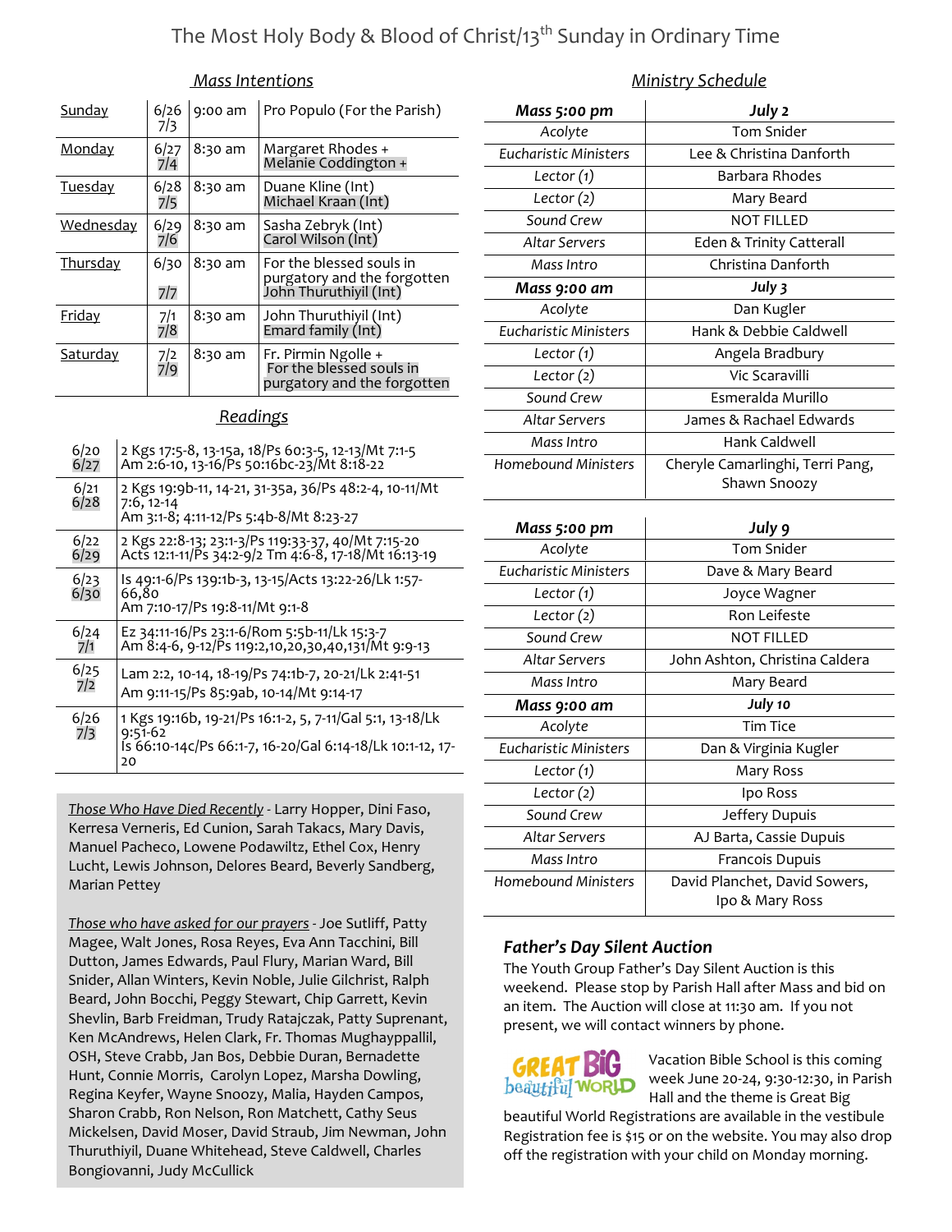# The Most Holy Body & Blood of Christ/13th Sunday in Ordinary Time

## Mass Intentions

| Day | Date | Time | Intention |
|---|---|---|---|
| Sunday | 6/26 7/3 | 9:00 am | Pro Populo (For the Parish) |
| Monday | 6/27 7/4 | 8:30 am | Margaret Rhodes + Melanie Coddington + |
| Tuesday | 6/28 7/5 | 8:30 am | Duane Kline (Int) Michael Kraan (Int) |
| Wednesday | 6/29 7/6 | 8:30 am | Sasha Zebryk (Int) Carol Wilson (Int) |
| Thursday | 6/30 7/7 | 8:30 am | For the blessed souls in purgatory and the forgotten John Thuruthiyil (Int) |
| Friday | 7/1 7/8 | 8:30 am | John Thuruthiyil (Int) Emard family (Int) |
| Saturday | 7/2 7/9 | 8:30 am | Fr. Pirmin Ngolle + For the blessed souls in purgatory and the forgotten |

## Readings

| Date | Readings |
|---|---|
| 6/20 6/27 | 2 Kgs 17:5-8, 13-15a, 18/Ps 60:3-5, 12-13/Mt 7:1-5 Am 2:6-10, 13-16/Ps 50:16bc-23/Mt 8:18-22 |
| 6/21 6/28 | 2 Kgs 19:9b-11, 14-21, 31-35a, 36/Ps 48:2-4, 10-11/Mt 7:6, 12-14 Am 3:1-8; 4:11-12/Ps 5:4b-8/Mt 8:23-27 |
| 6/22 6/29 | 2 Kgs 22:8-13; 23:1-3/Ps 119:33-37, 40/Mt 7:15-20 Acts 12:1-11/Ps 34:2-9/2 Tm 4:6-8, 17-18/Mt 16:13-19 |
| 6/23 6/30 | Is 49:1-6/Ps 139:1b-3, 13-15/Acts 13:22-26/Lk 1:57-66,80 Am 7:10-17/Ps 19:8-11/Mt 9:1-8 |
| 6/24 7/1 | Ez 34:11-16/Ps 23:1-6/Rom 5:5b-11/Lk 15:3-7 Am 8:4-6, 9-12/Ps 119:2,10,20,30,40,131/Mt 9:9-13 |
| 6/25 7/2 | Lam 2:2, 10-14, 18-19/Ps 74:1b-7, 20-21/Lk 2:41-51 Am 9:11-15/Ps 85:9ab, 10-14/Mt 9:14-17 |
| 6/26 7/3 | 1 Kgs 19:16b, 19-21/Ps 16:1-2, 5, 7-11/Gal 5:1, 13-18/Lk 9:51-62 Is 66:10-14c/Ps 66:1-7, 16-20/Gal 6:14-18/Lk 10:1-12, 17-20 |

*Those Who Have Died Recently* - Larry Hopper, Dini Faso, Kerresa Verneris, Ed Cunion, Sarah Takacs, Mary Davis, Manuel Pacheco, Lowene Podawiltz, Ethel Cox, Henry Lucht, Lewis Johnson, Delores Beard, Beverly Sandberg, Marian Pettey

*Those who have asked for our prayers* - Joe Sutliff, Patty Magee, Walt Jones, Rosa Reyes, Eva Ann Tacchini, Bill Dutton, James Edwards, Paul Flury, Marian Ward, Bill Snider, Allan Winters, Kevin Noble, Julie Gilchrist, Ralph Beard, John Bocchi, Peggy Stewart, Chip Garrett, Kevin Shevlin, Barb Freidman, Trudy Ratajczak, Patty Suprenant, Ken McAndrews, Helen Clark, Fr. Thomas Mughayppallil, OSH, Steve Crabb, Jan Bos, Debbie Duran, Bernadette Hunt, Connie Morris, Carolyn Lopez, Marsha Dowling, Regina Keyfer, Wayne Snoozy, Malia, Hayden Campos, Sharon Crabb, Ron Nelson, Ron Matchett, Cathy Seus Mickelsen, David Moser, David Straub, Jim Newman, John Thuruthiyil, Duane Whitehead, Steve Caldwell, Charles Bongiovanni, Judy McCullick

## Ministry Schedule

| ***Mass 5:00 pm*** | ***July 2*** |
|---|---|
| *Acolyte* | Tom Snider |
| *Eucharistic Ministers* | Lee & Christina Danforth |
| *Lector (1)* | Barbara Rhodes |
| *Lector (2)* | Mary Beard |
| *Sound Crew* | NOT FILLED |
| *Altar Servers* | Eden & Trinity Catterall |
| *Mass Intro* | Christina Danforth |
| ***Mass 9:00 am*** | ***July 3*** |
| *Acolyte* | Dan Kugler |
| *Eucharistic Ministers* | Hank & Debbie Caldwell |
| *Lector (1)* | Angela Bradbury |
| *Lector (2)* | Vic Scaravilli |
| *Sound Crew* | Esmeralda Murillo |
| *Altar Servers* | James & Rachael Edwards |
| *Mass Intro* | Hank Caldwell |
| *Homebound Ministers* | Cheryle Camarlinghi, Terri Pang, Shawn Snoozy |

| ***Mass 5:00 pm*** | ***July 9*** |
|---|---|
| *Acolyte* | Tom Snider |
| *Eucharistic Ministers* | Dave & Mary Beard |
| *Lector (1)* | Joyce Wagner |
| *Lector (2)* | Ron Leifeste |
| *Sound Crew* | NOT FILLED |
| *Altar Servers* | John Ashton, Christina Caldera |
| *Mass Intro* | Mary Beard |
| ***Mass 9:00 am*** | ***July 10*** |
| *Acolyte* | Tim Tice |
| *Eucharistic Ministers* | Dan & Virginia Kugler |
| *Lector (1)* | Mary Ross |
| *Lector (2)* | Ipo Ross |
| *Sound Crew* | Jeffery Dupuis |
| *Altar Servers* | AJ Barta, Cassie Dupuis |
| *Mass Intro* | Francois Dupuis |
| *Homebound Ministers* | David Planchet, David Sowers, Ipo & Mary Ross |

### *Father's Day Silent Auction*

The Youth Group Father's Day Silent Auction is this weekend. Please stop by Parish Hall after Mass and bid on an item. The Auction will close at 11:30 am. If you not present, we will contact winners by phone.

GREAT BIG beautiful WORLD

Vacation Bible School is this coming week June 20-24, 9:30-12:30, in Parish Hall and the theme is Great Big beautiful World Registrations are available in the vestibule Registration fee is $15 or on the website. You may also drop off the registration with your child on Monday morning.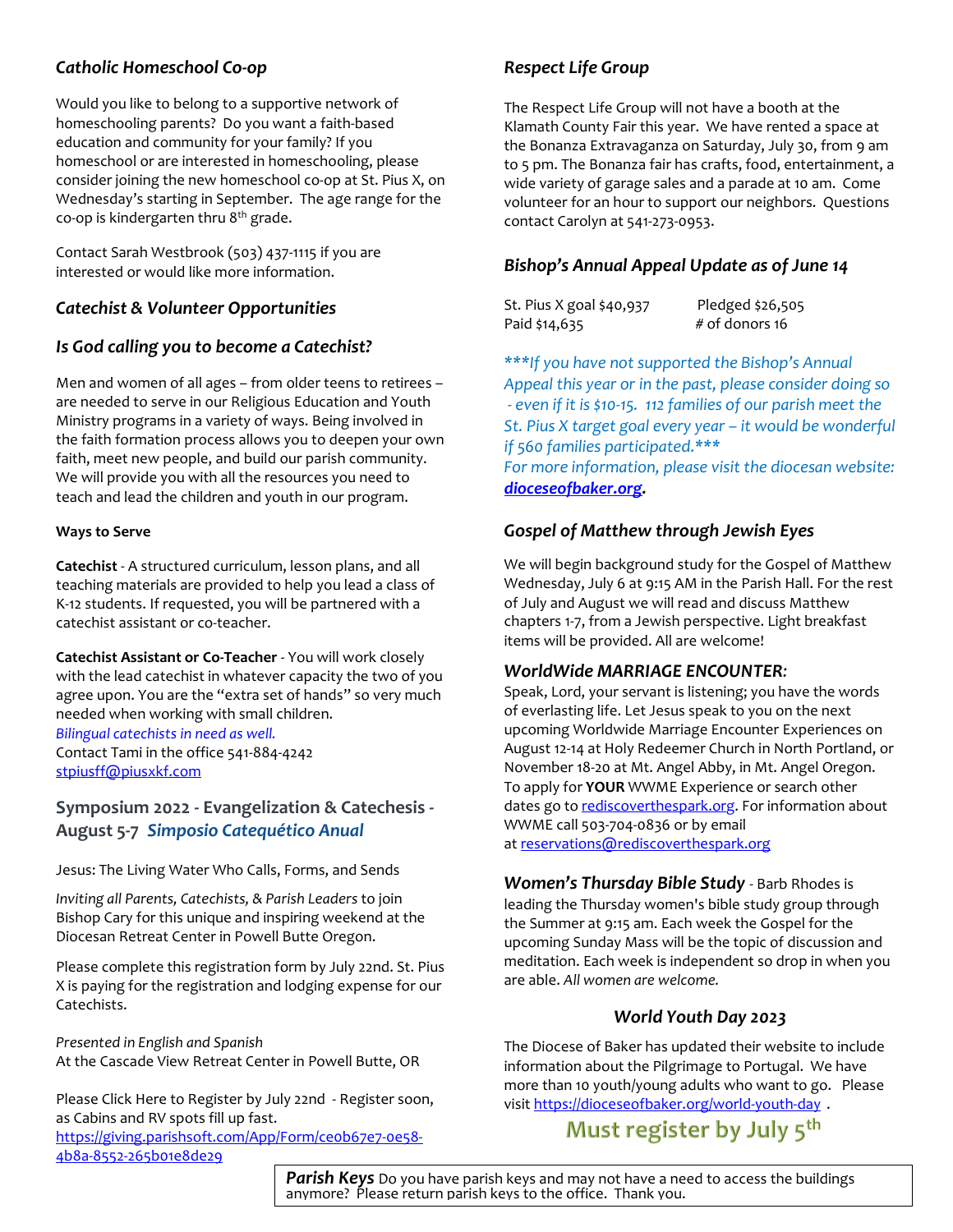### *Catholic Homeschool Co-op*

Would you like to belong to a supportive network of homeschooling parents? Do you want a faith-based education and community for your family? If you homeschool or are interested in homeschooling, please consider joining the new homeschool co-op at St. Pius X, on Wednesday's starting in September. The age range for the co-op is kindergarten thru 8th grade.

Contact Sarah Westbrook (503) 437-1115 if you are interested or would like more information.

### *Catechist & Volunteer Opportunities*

### *Is God calling you to become a Catechist?*

Men and women of all ages – from older teens to retirees – are needed to serve in our Religious Education and Youth Ministry programs in a variety of ways. Being involved in the faith formation process allows you to deepen your own faith, meet new people, and build our parish community. We will provide you with all the resources you need to teach and lead the children and youth in our program.

**Ways to Serve**

**Catechist** - A structured curriculum, lesson plans, and all teaching materials are provided to help you lead a class of K-12 students. If requested, you will be partnered with a catechist assistant or co-teacher.

**Catechist Assistant or Co-Teacher** - You will work closely with the lead catechist in whatever capacity the two of you agree upon. You are the "extra set of hands" so very much needed when working with small children.
*Bilingual catechists in need as well.*
Contact Tami in the office 541-884-4242
stpiusff@piusxkf.com

### Symposium 2022 - Evangelization & Catechesis - August 5-7 *Simposio Catequético Anual*

Jesus: The Living Water Who Calls, Forms, and Sends

*Inviting all Parents, Catechists, & Parish Leaders* to join Bishop Cary for this unique and inspiring weekend at the Diocesan Retreat Center in Powell Butte Oregon.

Please complete this registration form by July 22nd. St. Pius X is paying for the registration and lodging expense for our Catechists.

*Presented in English and Spanish*
At the Cascade View Retreat Center in Powell Butte, OR

Please Click Here to Register by July 22nd - Register soon, as Cabins and RV spots fill up fast.
https://giving.parishsoft.com/App/Form/ce0b67e7-0e58-4b8a-8552-265b01e8de29

### *Respect Life Group*

The Respect Life Group will not have a booth at the Klamath County Fair this year. We have rented a space at the Bonanza Extravaganza on Saturday, July 30, from 9 am to 5 pm. The Bonanza fair has crafts, food, entertainment, a wide variety of garage sales and a parade at 10 am. Come volunteer for an hour to support our neighbors. Questions contact Carolyn at 541-273-0953.

### *Bishop's Annual Appeal Update as of June 14*

| | |
|---|---|
| St. Pius X goal $40,937 | Pledged $26,505 |
| Paid $14,635 | # of donors 16 |

****\*\*If you have not supported the Bishop's Annual Appeal this year or in the past, please consider doing so - even if it is $10-15. 112 families of our parish meet the St. Pius X target goal every year – it would be wonderful if 560 families participated.\*\*\****
*For more information, please visit the diocesan website:* ***dioceseofbaker.org.***

### *Gospel of Matthew through Jewish Eyes*

We will begin background study for the Gospel of Matthew Wednesday, July 6 at 9:15 AM in the Parish Hall. For the rest of July and August we will read and discuss Matthew chapters 1-7, from a Jewish perspective. Light breakfast items will be provided. All are welcome!

### *WorldWide MARRIAGE ENCOUNTER:*

Speak, Lord, your servant is listening; you have the words of everlasting life. Let Jesus speak to you on the next upcoming Worldwide Marriage Encounter Experiences on August 12-14 at Holy Redeemer Church in North Portland, or November 18-20 at Mt. Angel Abby, in Mt. Angel Oregon. To apply for **YOUR** WWME Experience or search other dates go to rediscoverthespark.org. For information about WWME call 503-704-0836 or by email at reservations@rediscoverthespark.org

***Women's Thursday Bible Study*** - Barb Rhodes is leading the Thursday women's bible study group through the Summer at 9:15 am. Each week the Gospel for the upcoming Sunday Mass will be the topic of discussion and meditation. Each week is independent so drop in when you are able. *All women are welcome.*

### *World Youth Day 2023*

The Diocese of Baker has updated their website to include information about the Pilgrimage to Portugal. We have more than 10 youth/young adults who want to go. Please visit https://dioceseofbaker.org/world-youth-day .

**Must register by July 5th**

***Parish Keys*** Do you have parish keys and may not have a need to access the buildings anymore? Please return parish keys to the office. Thank you.